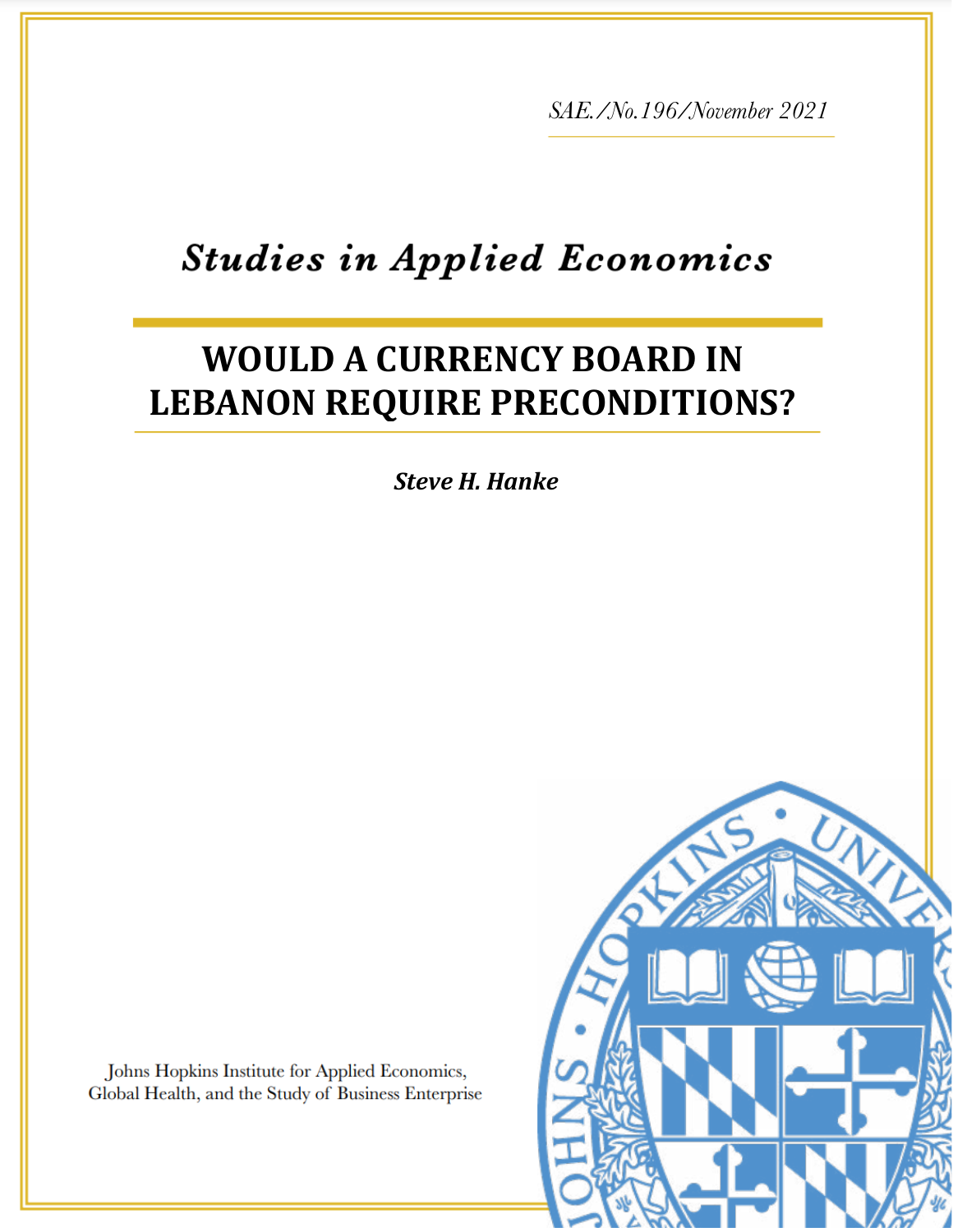SAE./No.196/November 2021

# *Studies in Applied Economics*

# WOULD A CURRENCY BOARD IN LEBANON REQUIRE PRECONDITIONS?

***Steve H. Hanke***

Johns Hopkins Institute for Applied Economics, Global Health, and the Study of Business Enterprise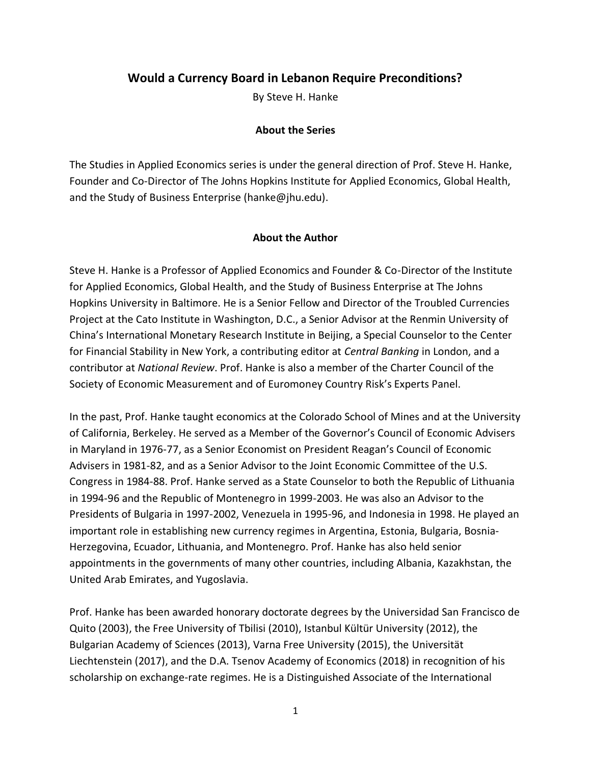## Would a Currency Board in Lebanon Require Preconditions?

By Steve H. Hanke

### About the Series

The Studies in Applied Economics series is under the general direction of Prof. Steve H. Hanke, Founder and Co-Director of The Johns Hopkins Institute for Applied Economics, Global Health, and the Study of Business Enterprise (hanke@jhu.edu).

### About the Author

Steve H. Hanke is a Professor of Applied Economics and Founder & Co-Director of the Institute for Applied Economics, Global Health, and the Study of Business Enterprise at The Johns Hopkins University in Baltimore. He is a Senior Fellow and Director of the Troubled Currencies Project at the Cato Institute in Washington, D.C., a Senior Advisor at the Renmin University of China's International Monetary Research Institute in Beijing, a Special Counselor to the Center for Financial Stability in New York, a contributing editor at *Central Banking* in London, and a contributor at *National Review*. Prof. Hanke is also a member of the Charter Council of the Society of Economic Measurement and of Euromoney Country Risk's Experts Panel.

In the past, Prof. Hanke taught economics at the Colorado School of Mines and at the University of California, Berkeley. He served as a Member of the Governor's Council of Economic Advisers in Maryland in 1976-77, as a Senior Economist on President Reagan's Council of Economic Advisers in 1981-82, and as a Senior Advisor to the Joint Economic Committee of the U.S. Congress in 1984-88. Prof. Hanke served as a State Counselor to both the Republic of Lithuania in 1994-96 and the Republic of Montenegro in 1999-2003. He was also an Advisor to the Presidents of Bulgaria in 1997-2002, Venezuela in 1995-96, and Indonesia in 1998. He played an important role in establishing new currency regimes in Argentina, Estonia, Bulgaria, Bosnia-Herzegovina, Ecuador, Lithuania, and Montenegro. Prof. Hanke has also held senior appointments in the governments of many other countries, including Albania, Kazakhstan, the United Arab Emirates, and Yugoslavia.

Prof. Hanke has been awarded honorary doctorate degrees by the Universidad San Francisco de Quito (2003), the Free University of Tbilisi (2010), Istanbul Kültür University (2012), the Bulgarian Academy of Sciences (2013), Varna Free University (2015), the Universität Liechtenstein (2017), and the D.A. Tsenov Academy of Economics (2018) in recognition of his scholarship on exchange-rate regimes. He is a Distinguished Associate of the International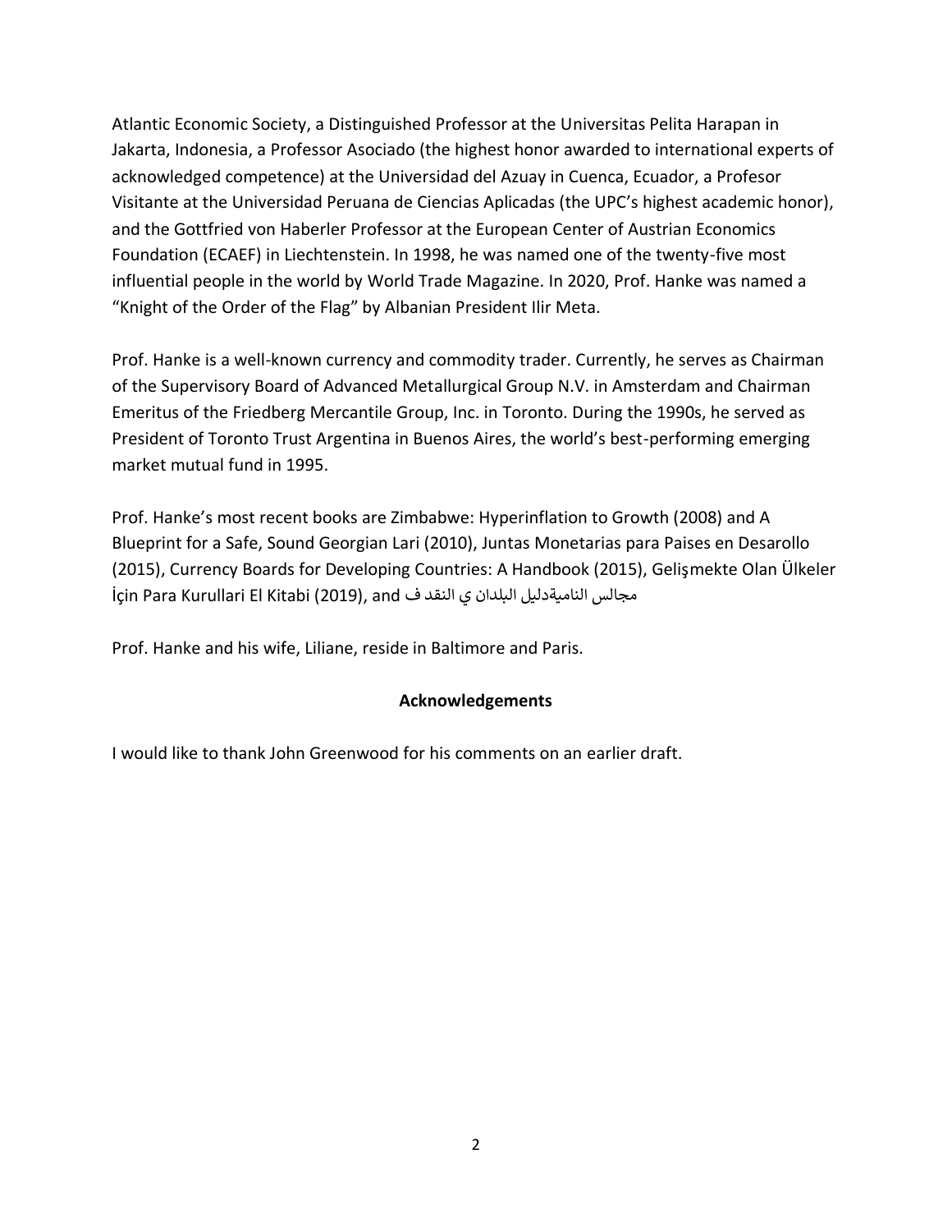Atlantic Economic Society, a Distinguished Professor at the Universitas Pelita Harapan in Jakarta, Indonesia, a Professor Asociado (the highest honor awarded to international experts of acknowledged competence) at the Universidad del Azuay in Cuenca, Ecuador, a Profesor Visitante at the Universidad Peruana de Ciencias Aplicadas (the UPC's highest academic honor), and the Gottfried von Haberler Professor at the European Center of Austrian Economics Foundation (ECAEF) in Liechtenstein. In 1998, he was named one of the twenty-five most influential people in the world by World Trade Magazine. In 2020, Prof. Hanke was named a "Knight of the Order of the Flag" by Albanian President Ilir Meta.

Prof. Hanke is a well-known currency and commodity trader. Currently, he serves as Chairman of the Supervisory Board of Advanced Metallurgical Group N.V. in Amsterdam and Chairman Emeritus of the Friedberg Mercantile Group, Inc. in Toronto. During the 1990s, he served as President of Toronto Trust Argentina in Buenos Aires, the world's best-performing emerging market mutual fund in 1995.

Prof. Hanke's most recent books are Zimbabwe: Hyperinflation to Growth (2008) and A Blueprint for a Safe, Sound Georgian Lari (2010), Juntas Monetarias para Paises en Desarollo (2015), Currency Boards for Developing Countries: A Handbook (2015), Gelişmekte Olan Ülkeler İçin Para Kurullari El Kitabi (2019), and مجالس النامیةدليل البلدان ي النقد ف

Prof. Hanke and his wife, Liliane, reside in Baltimore and Paris.

**Acknowledgements**

I would like to thank John Greenwood for his comments on an earlier draft.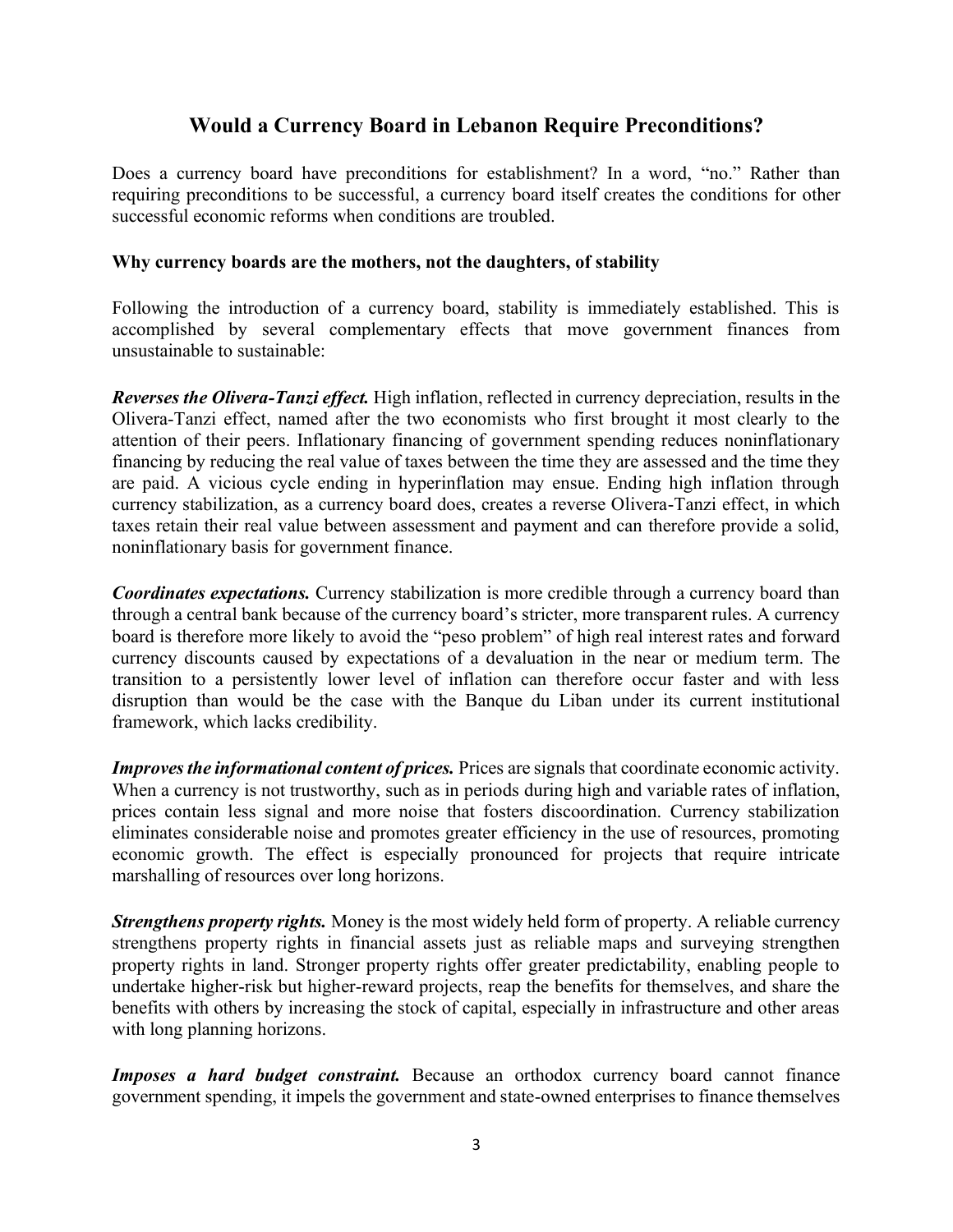## Would a Currency Board in Lebanon Require Preconditions?

Does a currency board have preconditions for establishment? In a word, "no." Rather than requiring preconditions to be successful, a currency board itself creates the conditions for other successful economic reforms when conditions are troubled.

### Why currency boards are the mothers, not the daughters, of stability

Following the introduction of a currency board, stability is immediately established. This is accomplished by several complementary effects that move government finances from unsustainable to sustainable:

***Reverses the Olivera-Tanzi effect.*** High inflation, reflected in currency depreciation, results in the Olivera-Tanzi effect, named after the two economists who first brought it most clearly to the attention of their peers. Inflationary financing of government spending reduces noninflationary financing by reducing the real value of taxes between the time they are assessed and the time they are paid. A vicious cycle ending in hyperinflation may ensue. Ending high inflation through currency stabilization, as a currency board does, creates a reverse Olivera-Tanzi effect, in which taxes retain their real value between assessment and payment and can therefore provide a solid, noninflationary basis for government finance.

***Coordinates expectations.*** Currency stabilization is more credible through a currency board than through a central bank because of the currency board's stricter, more transparent rules. A currency board is therefore more likely to avoid the "peso problem" of high real interest rates and forward currency discounts caused by expectations of a devaluation in the near or medium term. The transition to a persistently lower level of inflation can therefore occur faster and with less disruption than would be the case with the Banque du Liban under its current institutional framework, which lacks credibility.

***Improves the informational content of prices.*** Prices are signals that coordinate economic activity. When a currency is not trustworthy, such as in periods during high and variable rates of inflation, prices contain less signal and more noise that fosters discoordination. Currency stabilization eliminates considerable noise and promotes greater efficiency in the use of resources, promoting economic growth. The effect is especially pronounced for projects that require intricate marshalling of resources over long horizons.

***Strengthens property rights.*** Money is the most widely held form of property. A reliable currency strengthens property rights in financial assets just as reliable maps and surveying strengthen property rights in land. Stronger property rights offer greater predictability, enabling people to undertake higher-risk but higher-reward projects, reap the benefits for themselves, and share the benefits with others by increasing the stock of capital, especially in infrastructure and other areas with long planning horizons.

***Imposes a hard budget constraint.*** Because an orthodox currency board cannot finance government spending, it impels the government and state-owned enterprises to finance themselves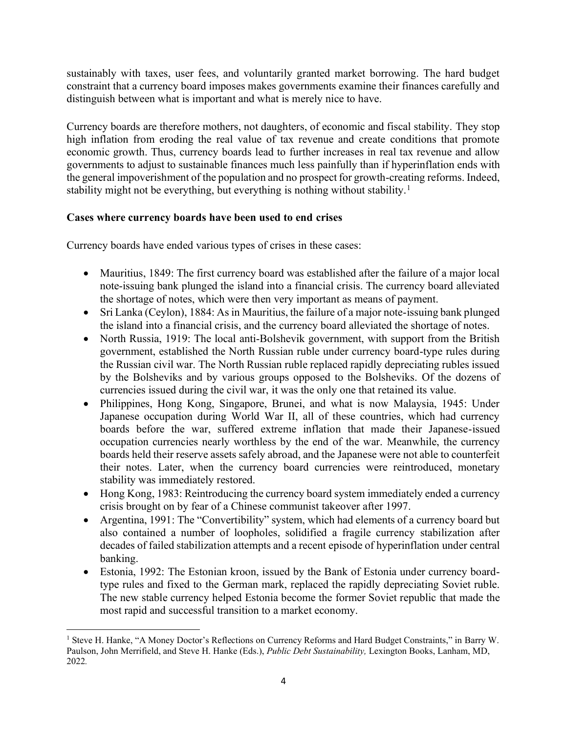sustainably with taxes, user fees, and voluntarily granted market borrowing. The hard budget constraint that a currency board imposes makes governments examine their finances carefully and distinguish between what is important and what is merely nice to have.

Currency boards are therefore mothers, not daughters, of economic and fiscal stability. They stop high inflation from eroding the real value of tax revenue and create conditions that promote economic growth. Thus, currency boards lead to further increases in real tax revenue and allow governments to adjust to sustainable finances much less painfully than if hyperinflation ends with the general impoverishment of the population and no prospect for growth-creating reforms. Indeed, stability might not be everything, but everything is nothing without stability.[1]

**Cases where currency boards have been used to end crises**

Currency boards have ended various types of crises in these cases:

- Mauritius, 1849: The first currency board was established after the failure of a major local note-issuing bank plunged the island into a financial crisis. The currency board alleviated the shortage of notes, which were then very important as means of payment.
- Sri Lanka (Ceylon), 1884: As in Mauritius, the failure of a major note-issuing bank plunged the island into a financial crisis, and the currency board alleviated the shortage of notes.
- North Russia, 1919: The local anti-Bolshevik government, with support from the British government, established the North Russian ruble under currency board-type rules during the Russian civil war. The North Russian ruble replaced rapidly depreciating rubles issued by the Bolsheviks and by various groups opposed to the Bolsheviks. Of the dozens of currencies issued during the civil war, it was the only one that retained its value.
- Philippines, Hong Kong, Singapore, Brunei, and what is now Malaysia, 1945: Under Japanese occupation during World War II, all of these countries, which had currency boards before the war, suffered extreme inflation that made their Japanese-issued occupation currencies nearly worthless by the end of the war. Meanwhile, the currency boards held their reserve assets safely abroad, and the Japanese were not able to counterfeit their notes. Later, when the currency board currencies were reintroduced, monetary stability was immediately restored.
- Hong Kong, 1983: Reintroducing the currency board system immediately ended a currency crisis brought on by fear of a Chinese communist takeover after 1997.
- Argentina, 1991: The "Convertibility" system, which had elements of a currency board but also contained a number of loopholes, solidified a fragile currency stabilization after decades of failed stabilization attempts and a recent episode of hyperinflation under central banking.
- Estonia, 1992: The Estonian kroon, issued by the Bank of Estonia under currency board-type rules and fixed to the German mark, replaced the rapidly depreciating Soviet ruble. The new stable currency helped Estonia become the former Soviet republic that made the most rapid and successful transition to a market economy.

[1] Steve H. Hanke, "A Money Doctor's Reflections on Currency Reforms and Hard Budget Constraints," in Barry W. Paulson, John Merrifield, and Steve H. Hanke (Eds.), *Public Debt Sustainability,* Lexington Books, Lanham, MD, 2022.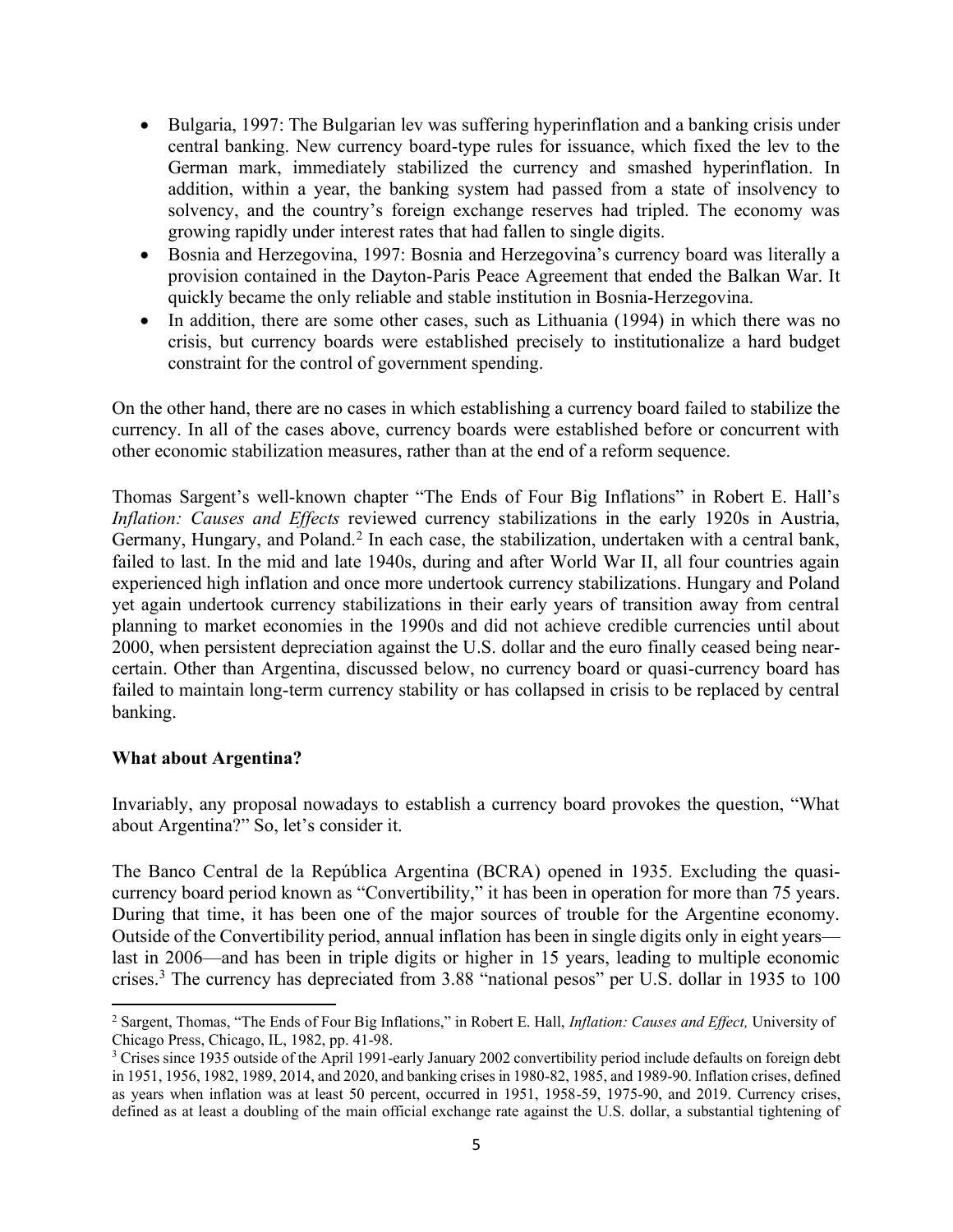- Bulgaria, 1997: The Bulgarian lev was suffering hyperinflation and a banking crisis under central banking. New currency board-type rules for issuance, which fixed the lev to the German mark, immediately stabilized the currency and smashed hyperinflation. In addition, within a year, the banking system had passed from a state of insolvency to solvency, and the country's foreign exchange reserves had tripled. The economy was growing rapidly under interest rates that had fallen to single digits.
- Bosnia and Herzegovina, 1997: Bosnia and Herzegovina's currency board was literally a provision contained in the Dayton-Paris Peace Agreement that ended the Balkan War. It quickly became the only reliable and stable institution in Bosnia-Herzegovina.
- In addition, there are some other cases, such as Lithuania (1994) in which there was no crisis, but currency boards were established precisely to institutionalize a hard budget constraint for the control of government spending.

On the other hand, there are no cases in which establishing a currency board failed to stabilize the currency. In all of the cases above, currency boards were established before or concurrent with other economic stabilization measures, rather than at the end of a reform sequence.

Thomas Sargent's well-known chapter "The Ends of Four Big Inflations" in Robert E. Hall's *Inflation: Causes and Effects* reviewed currency stabilizations in the early 1920s in Austria, Germany, Hungary, and Poland.[2] In each case, the stabilization, undertaken with a central bank, failed to last. In the mid and late 1940s, during and after World War II, all four countries again experienced high inflation and once more undertook currency stabilizations. Hungary and Poland yet again undertook currency stabilizations in their early years of transition away from central planning to market economies in the 1990s and did not achieve credible currencies until about 2000, when persistent depreciation against the U.S. dollar and the euro finally ceased being near-certain. Other than Argentina, discussed below, no currency board or quasi-currency board has failed to maintain long-term currency stability or has collapsed in crisis to be replaced by central banking.

**What about Argentina?**

Invariably, any proposal nowadays to establish a currency board provokes the question, "What about Argentina?" So, let's consider it.

The Banco Central de la República Argentina (BCRA) opened in 1935. Excluding the quasi-currency board period known as "Convertibility," it has been in operation for more than 75 years. During that time, it has been one of the major sources of trouble for the Argentine economy. Outside of the Convertibility period, annual inflation has been in single digits only in eight years—last in 2006—and has been in triple digits or higher in 15 years, leading to multiple economic crises.[3] The currency has depreciated from 3.88 "national pesos" per U.S. dollar in 1935 to 100

[2] Sargent, Thomas, "The Ends of Four Big Inflations," in Robert E. Hall, *Inflation: Causes and Effect,* University of Chicago Press, Chicago, IL, 1982, pp. 41-98.

[3] Crises since 1935 outside of the April 1991-early January 2002 convertibility period include defaults on foreign debt in 1951, 1956, 1982, 1989, 2014, and 2020, and banking crises in 1980-82, 1985, and 1989-90. Inflation crises, defined as years when inflation was at least 50 percent, occurred in 1951, 1958-59, 1975-90, and 2019. Currency crises, defined as at least a doubling of the main official exchange rate against the U.S. dollar, a substantial tightening of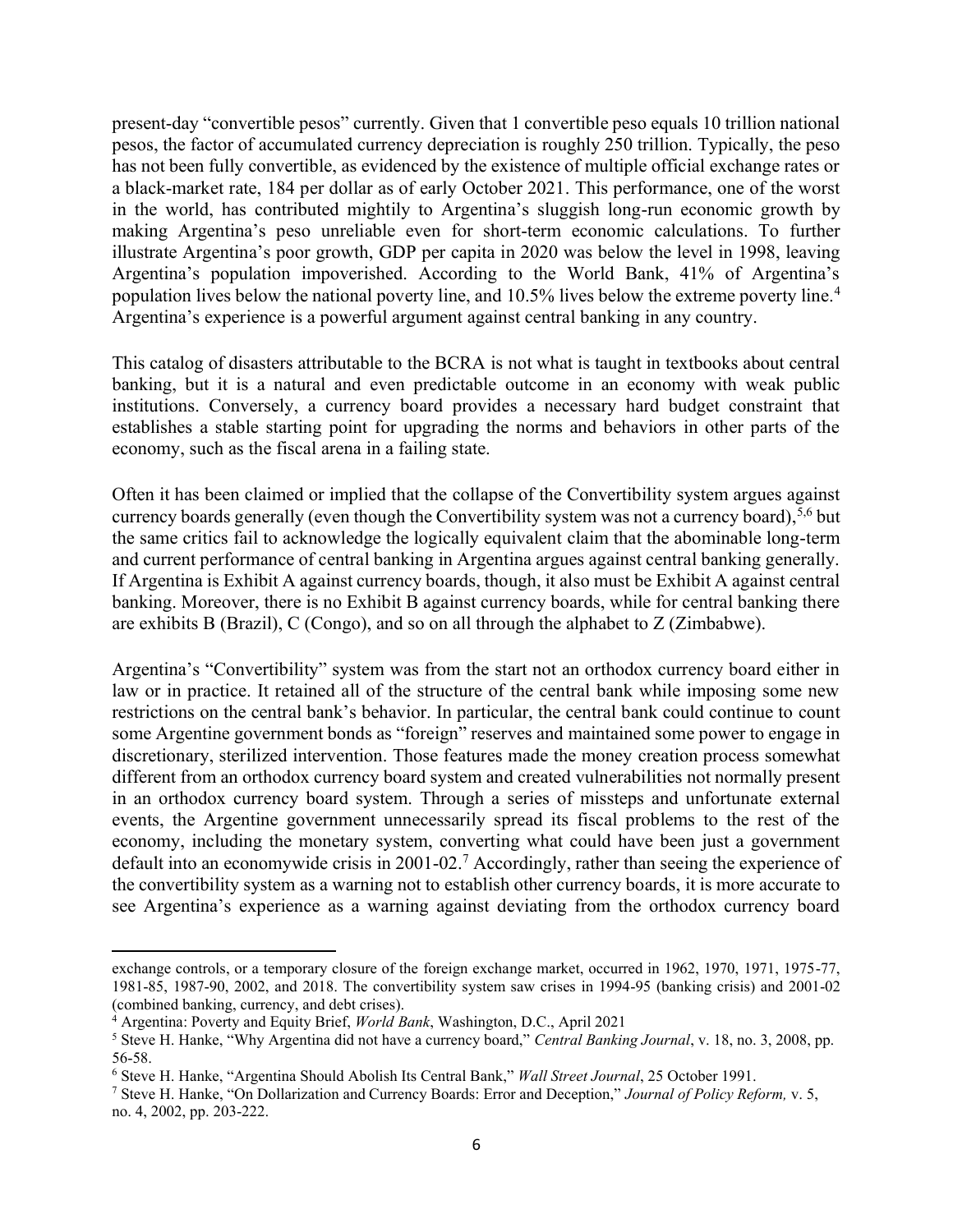present-day "convertible pesos" currently. Given that 1 convertible peso equals 10 trillion national pesos, the factor of accumulated currency depreciation is roughly 250 trillion. Typically, the peso has not been fully convertible, as evidenced by the existence of multiple official exchange rates or a black-market rate, 184 per dollar as of early October 2021. This performance, one of the worst in the world, has contributed mightily to Argentina's sluggish long-run economic growth by making Argentina's peso unreliable even for short-term economic calculations. To further illustrate Argentina's poor growth, GDP per capita in 2020 was below the level in 1998, leaving Argentina's population impoverished. According to the World Bank, 41% of Argentina's population lives below the national poverty line, and 10.5% lives below the extreme poverty line.[4] Argentina's experience is a powerful argument against central banking in any country.

This catalog of disasters attributable to the BCRA is not what is taught in textbooks about central banking, but it is a natural and even predictable outcome in an economy with weak public institutions. Conversely, a currency board provides a necessary hard budget constraint that establishes a stable starting point for upgrading the norms and behaviors in other parts of the economy, such as the fiscal arena in a failing state.

Often it has been claimed or implied that the collapse of the Convertibility system argues against currency boards generally (even though the Convertibility system was not a currency board),[5,6] but the same critics fail to acknowledge the logically equivalent claim that the abominable long-term and current performance of central banking in Argentina argues against central banking generally. If Argentina is Exhibit A against currency boards, though, it also must be Exhibit A against central banking. Moreover, there is no Exhibit B against currency boards, while for central banking there are exhibits B (Brazil), C (Congo), and so on all through the alphabet to Z (Zimbabwe).

Argentina's "Convertibility" system was from the start not an orthodox currency board either in law or in practice. It retained all of the structure of the central bank while imposing some new restrictions on the central bank's behavior. In particular, the central bank could continue to count some Argentine government bonds as "foreign" reserves and maintained some power to engage in discretionary, sterilized intervention. Those features made the money creation process somewhat different from an orthodox currency board system and created vulnerabilities not normally present in an orthodox currency board system. Through a series of missteps and unfortunate external events, the Argentine government unnecessarily spread its fiscal problems to the rest of the economy, including the monetary system, converting what could have been just a government default into an economywide crisis in 2001-02.[7] Accordingly, rather than seeing the experience of the convertibility system as a warning not to establish other currency boards, it is more accurate to see Argentina's experience as a warning against deviating from the orthodox currency board

---

exchange controls, or a temporary closure of the foreign exchange market, occurred in 1962, 1970, 1971, 1975-77, 1981-85, 1987-90, 2002, and 2018. The convertibility system saw crises in 1994-95 (banking crisis) and 2001-02 (combined banking, currency, and debt crises).

[4] Argentina: Poverty and Equity Brief, *World Bank*, Washington, D.C., April 2021

[5] Steve H. Hanke, "Why Argentina did not have a currency board," *Central Banking Journal*, v. 18, no. 3, 2008, pp. 56-58.

[6] Steve H. Hanke, "Argentina Should Abolish Its Central Bank," *Wall Street Journal*, 25 October 1991.

[7] Steve H. Hanke, "On Dollarization and Currency Boards: Error and Deception," *Journal of Policy Reform,* v. 5, no. 4, 2002, pp. 203-222.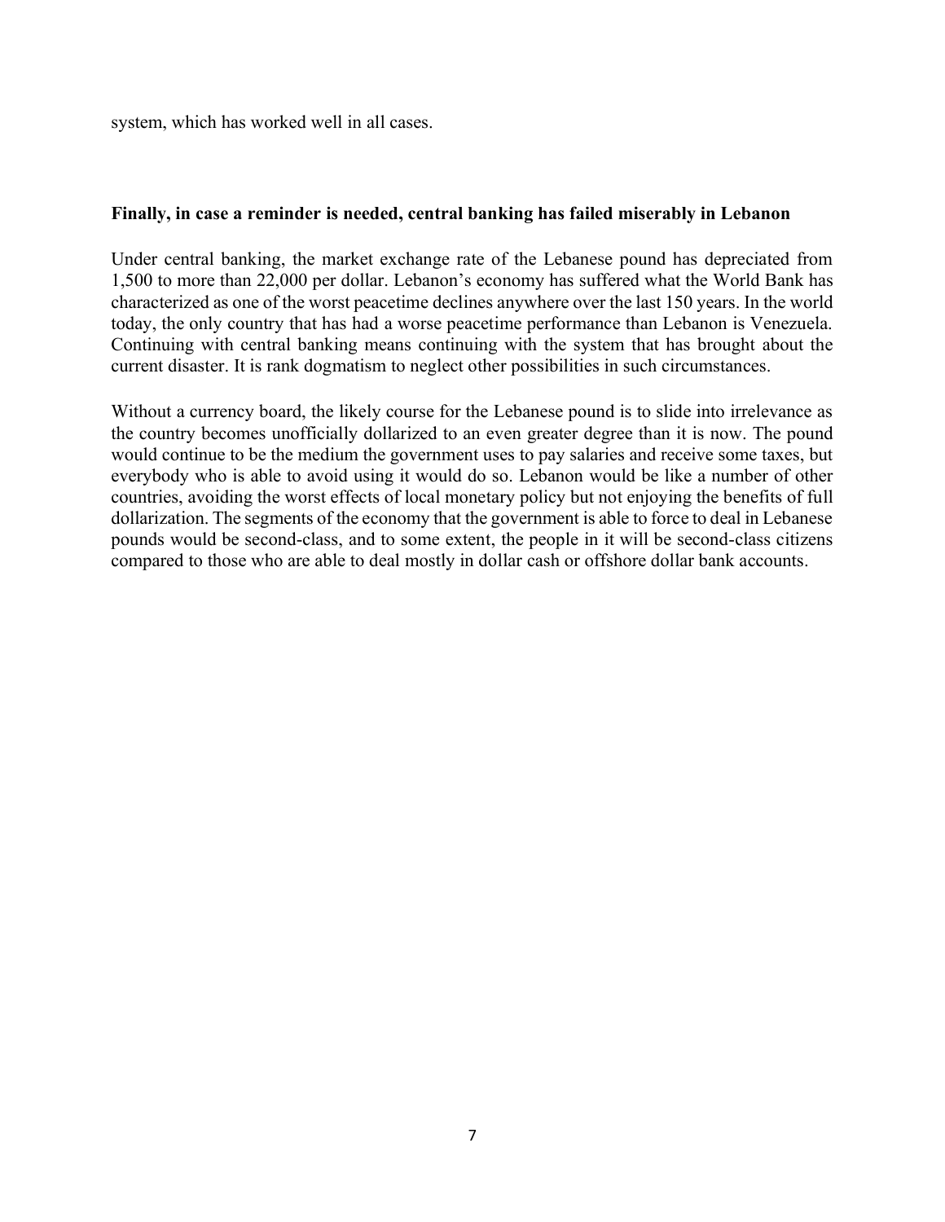system, which has worked well in all cases.

**Finally, in case a reminder is needed, central banking has failed miserably in Lebanon**

Under central banking, the market exchange rate of the Lebanese pound has depreciated from 1,500 to more than 22,000 per dollar. Lebanon's economy has suffered what the World Bank has characterized as one of the worst peacetime declines anywhere over the last 150 years. In the world today, the only country that has had a worse peacetime performance than Lebanon is Venezuela. Continuing with central banking means continuing with the system that has brought about the current disaster. It is rank dogmatism to neglect other possibilities in such circumstances.

Without a currency board, the likely course for the Lebanese pound is to slide into irrelevance as the country becomes unofficially dollarized to an even greater degree than it is now. The pound would continue to be the medium the government uses to pay salaries and receive some taxes, but everybody who is able to avoid using it would do so. Lebanon would be like a number of other countries, avoiding the worst effects of local monetary policy but not enjoying the benefits of full dollarization. The segments of the economy that the government is able to force to deal in Lebanese pounds would be second-class, and to some extent, the people in it will be second-class citizens compared to those who are able to deal mostly in dollar cash or offshore dollar bank accounts.